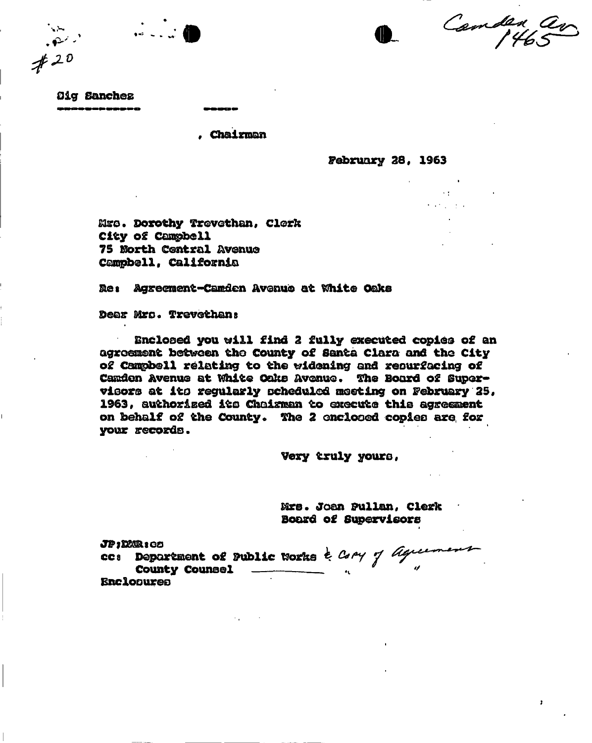#20

Camden Av
1465

Sig Sanchez

, Chairman

February 28, 1963

Mrs. Dorothy Trevethan, Clerk
City of Campbell
75 North Central Avenue
Campbell, California

Re: Agreement-Camden Avenue at White Oaks

Dear Mrs. Trevethan:

Enclosed you will find 2 fully executed copies of an agreement between the County of Santa Clara and the City of Campbell relating to the widening and resurfacing of Camden Avenue at White Oaks Avenue. The Board of Supervisors at its regularly scheduled meeting on February 25, 1963, authorized its Chairman to execute this agreement on behalf of the County. The 2 enclosed copies are for your records.

Very truly yours,

Mrs. Joan Pullan, Clerk
Board of Supervisors

JP;DMR:cs

cc: Department of Public Works & Copy of agreement
County Counsel " "

Enclosures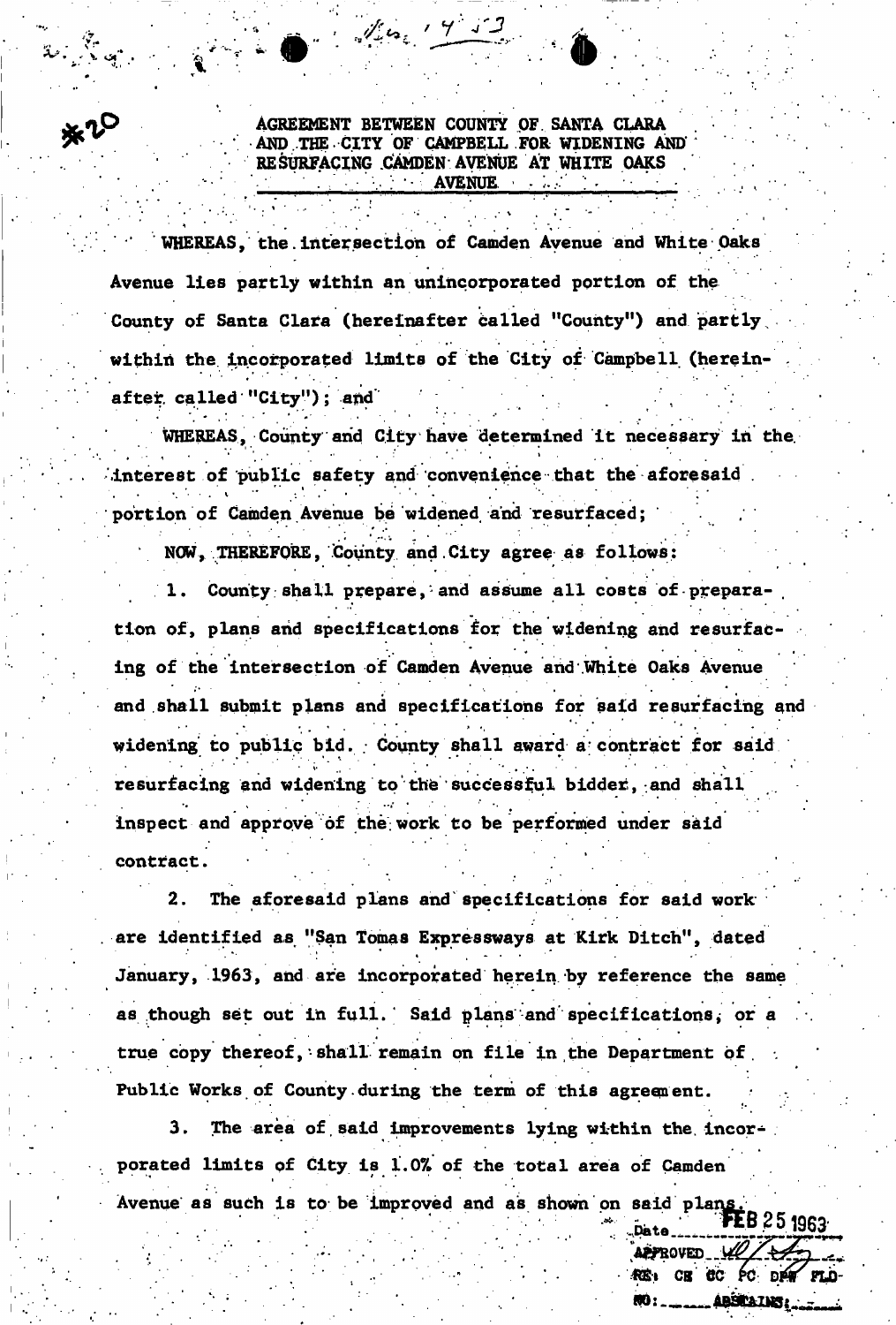*20

AGREEMENT BETWEEN COUNTY OF SANTA CLARA AND THE CITY OF CAMPBELL FOR WIDENING AND RESURFACING CAMDEN AVENUE AT WHITE OAKS AVENUE

WHEREAS, the intersection of Camden Avenue and White Oaks Avenue lies partly within an unincorporated portion of the County of Santa Clara (hereinafter called "County") and partly within the incorporated limits of the City of Campbell (hereinafter called "City"); and

WHEREAS, County and City have determined it necessary in the interest of public safety and convenience that the aforesaid portion of Camden Avenue be widened and resurfaced;

NOW, THEREFORE, County and City agree as follows:

1. County shall prepare, and assume all costs of preparation of, plans and specifications for the widening and resurfacing of the intersection of Camden Avenue and White Oaks Avenue and shall submit plans and specifications for said resurfacing and widening to public bid. County shall award a contract for said resurfacing and widening to the successful bidder, and shall inspect and approve of the work to be performed under said contract.

2. The aforesaid plans and specifications for said work are identified as "San Tomas Expressways at Kirk Ditch", dated January, 1963, and are incorporated herein by reference the same as though set out in full. Said plans and specifications, or a true copy thereof, shall remain on file in the Department of Public Works of County during the term of this agreement.

3. The area of said improvements lying within the incorporated limits of City is 1.0% of the total area of Camden Avenue as such is to be improved and as shown on said plans.

Date FEB 25 1963
APPROVED
RE: CE CC PC DPW FLD
NO: ABSTAINS: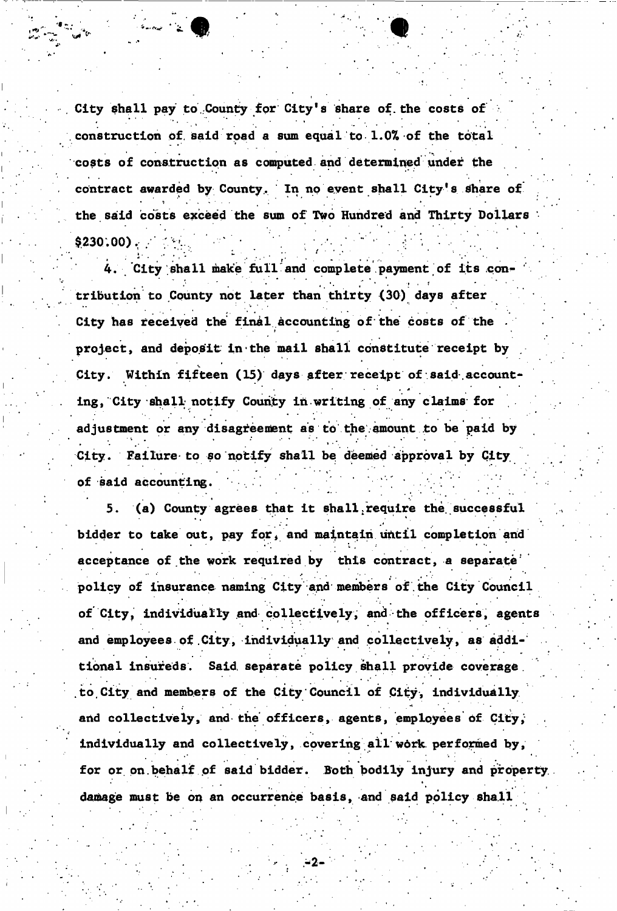City shall pay to County for City's share of the costs of construction of said road a sum equal to 1.0% of the total costs of construction as computed and determined under the contract awarded by County. In no event shall City's share of the said costs exceed the sum of Two Hundred and Thirty Dollars $230.00).

4. City shall make full and complete payment of its contribution to County not later than thirty (30) days after City has received the final accounting of the costs of the project, and deposit in the mail shall constitute receipt by City. Within fifteen (15) days after receipt of said accounting, City shall notify County in writing of any claims for adjustment or any disagreement as to the amount to be paid by City. Failure to so notify shall be deemed approval by City of said accounting.

5. (a) County agrees that it shall require the successful bidder to take out, pay for, and maintain until completion and acceptance of the work required by this contract, a separate policy of insurance naming City and members of the City Council of City, individually and collectively, and the officers, agents and employees of City, individually and collectively, as additional insureds. Said separate policy shall provide coverage to City and members of the City Council of City, individually and collectively, and the officers, agents, employees of City, individually and collectively, covering all work performed by, for or on behalf of said bidder. Both bodily injury and property damage must be on an occurrence basis, and said policy shall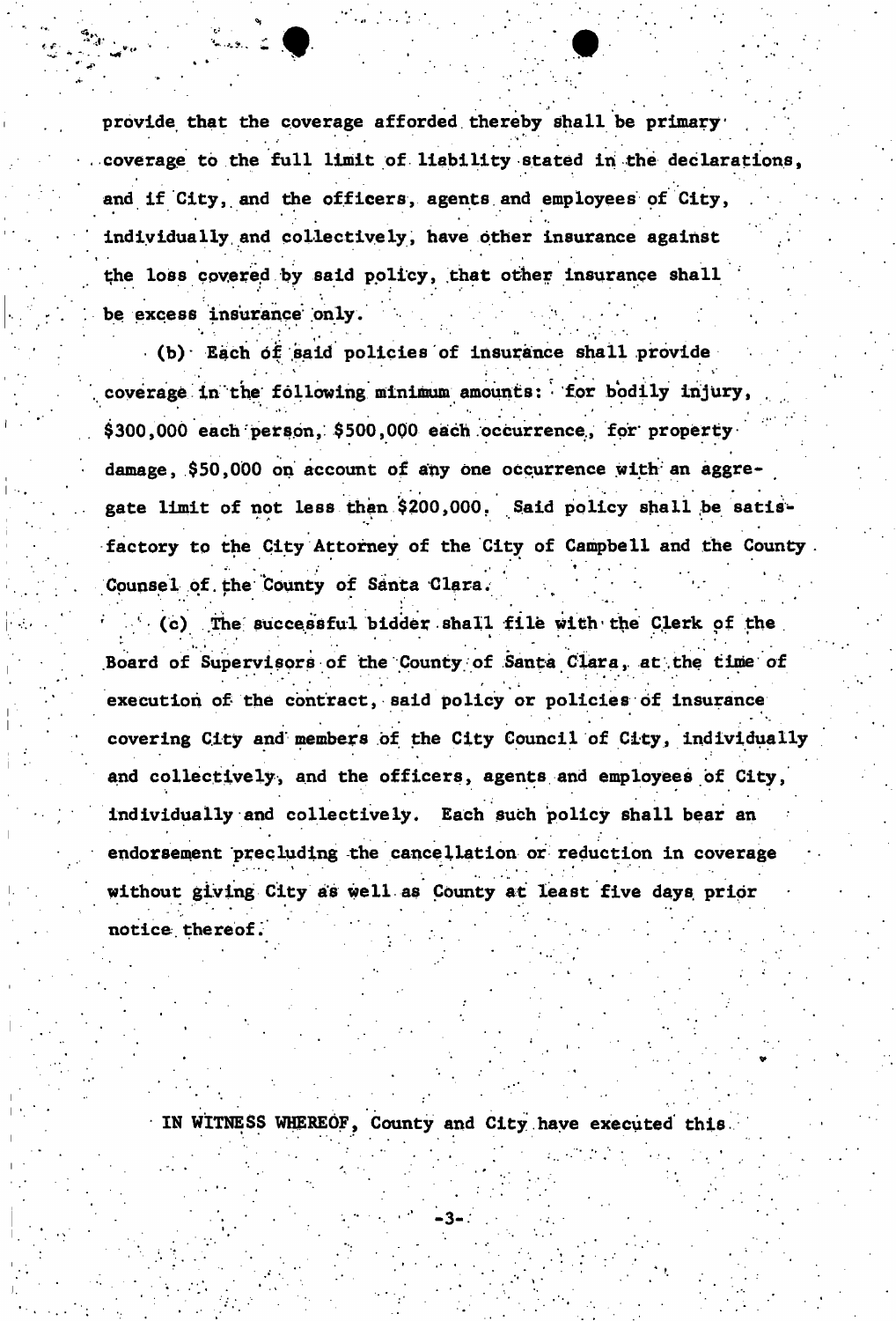provide that the coverage afforded thereby shall be primary coverage to the full limit of liability stated in the declarations, and if City, and the officers, agents and employees of City, individually and collectively, have other insurance against the loss covered by said policy, that other insurance shall be excess insurance only.

(b) Each of said policies of insurance shall provide coverage in the following minimum amounts: for bodily injury, $300,000 each person, $500,000 each occurrence, for property damage, $50,000 on account of any one occurrence with an aggregate limit of not less than $200,000. Said policy shall be satisfactory to the City Attorney of the City of Campbell and the County Counsel of the County of Santa Clara.

(c) The successful bidder shall file with the Clerk of the Board of Supervisors of the County of Santa Clara, at the time of execution of the contract, said policy or policies of insurance covering City and members of the City Council of City, individually and collectively, and the officers, agents and employees of City, individually and collectively. Each such policy shall bear an endorsement precluding the cancellation or reduction in coverage without giving City as well as County at least five days prior notice thereof.

IN WITNESS WHEREOF, County and City have executed this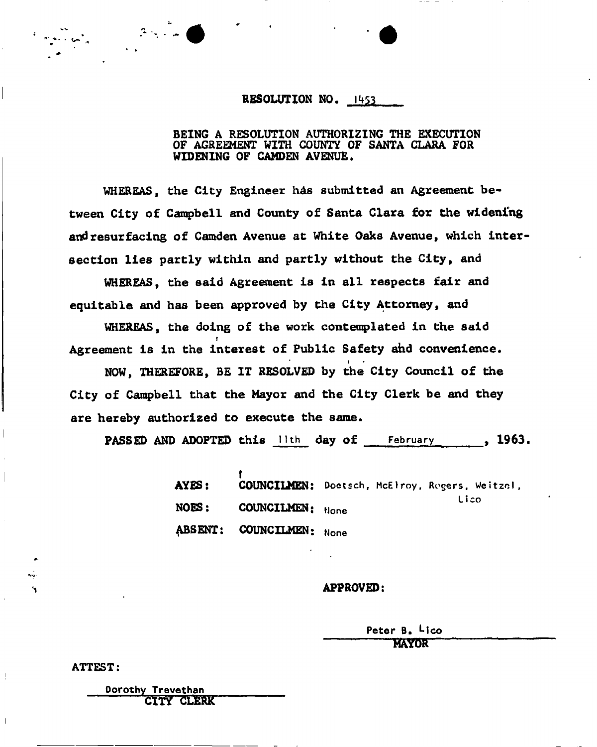# RESOLUTION NO. 1453

BEING A RESOLUTION AUTHORIZING THE EXECUTION OF AGREEMENT WITH COUNTY OF SANTA CLARA FOR WIDENING OF CAMDEN AVENUE.

WHEREAS, the City Engineer has submitted an Agreement between City of Campbell and County of Santa Clara for the widening and resurfacing of Camden Avenue at White Oaks Avenue, which intersection lies partly within and partly without the City, and

WHEREAS, the said Agreement is in all respects fair and equitable and has been approved by the City Attorney, and

WHEREAS, the doing of the work contemplated in the said Agreement is in the interest of Public Safety and convenience.

NOW, THEREFORE, BE IT RESOLVED by the City Council of the City of Campbell that the Mayor and the City Clerk be and they are hereby authorized to execute the same.

PASSED AND ADOPTED this 11th day of February, 1963.

AYES: COUNCILMEN: Doetsch, McElroy, Rogers, Weitzel, Lico

NOES: COUNCILMEN: None

ABSENT: COUNCILMEN: None

APPROVED:

Peter B. Lico
MAYOR

ATTEST:

Dorothy Trevethan
CITY CLERK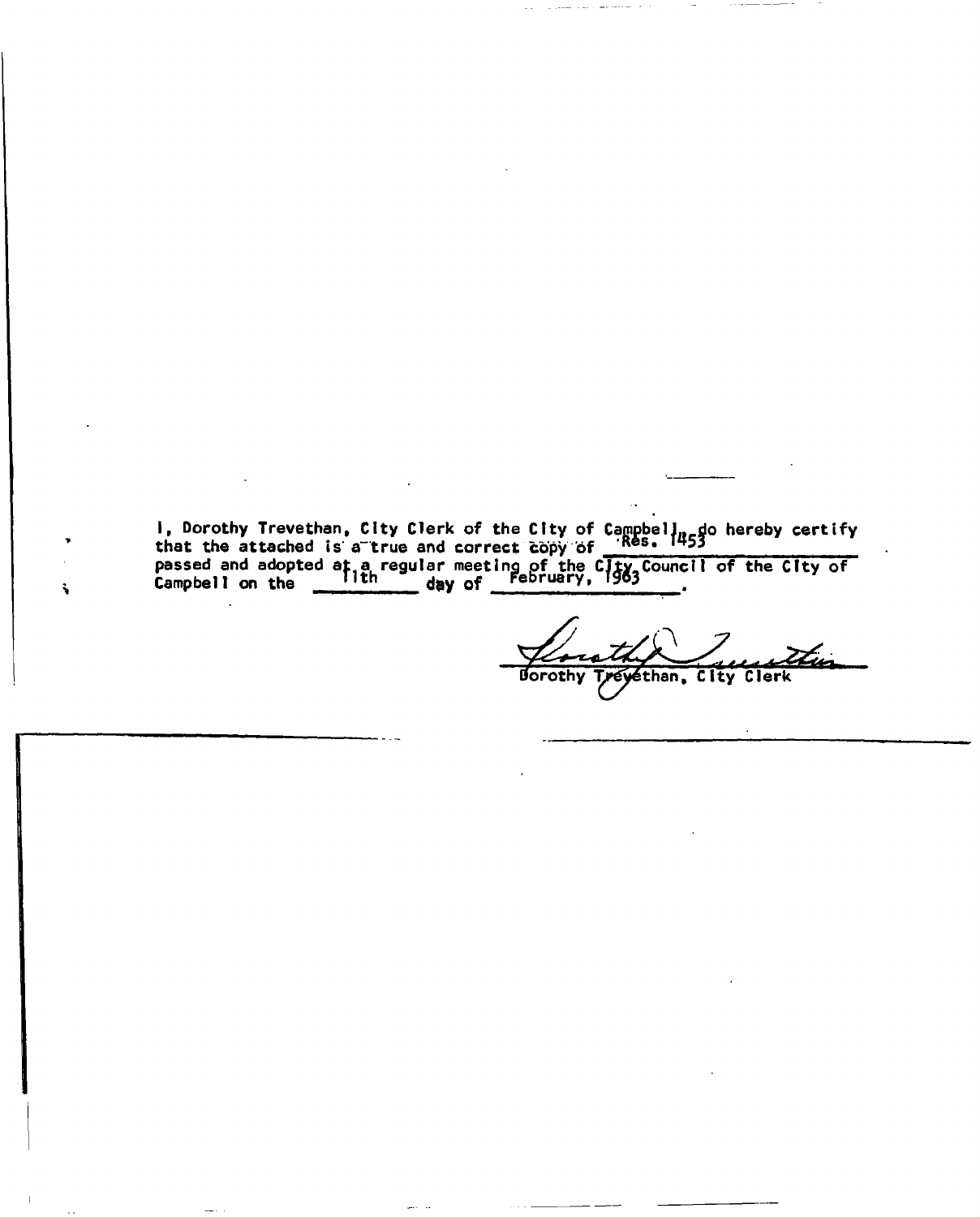I, Dorothy Trevethan, City Clerk of the City of Campbell, do hereby certify that the attached is a true and correct copy of Res. 1453 passed and adopted at a regular meeting of the City Council of the City of Campbell on the 11th day of February, 1963.

Dorothy Trevethan, City Clerk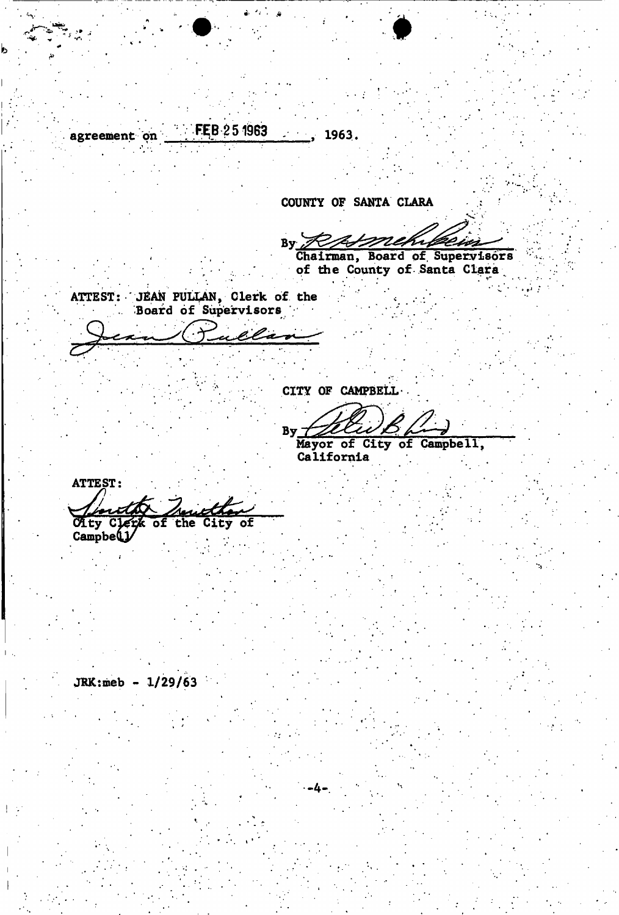agreement on FEB 25 1963, 1963.

COUNTY OF SANTA CLARA

By ______________________
Chairman, Board of Supervisors of the County of Santa Clara

ATTEST: JEAN PULLAN, Clerk of the Board of Supervisors

______________________

CITY OF CAMPBELL

By ______________________
Mayor of City of Campbell, California

ATTEST:

______________________
City Clerk of the City of Campbell

JRK:meb - 1/29/63